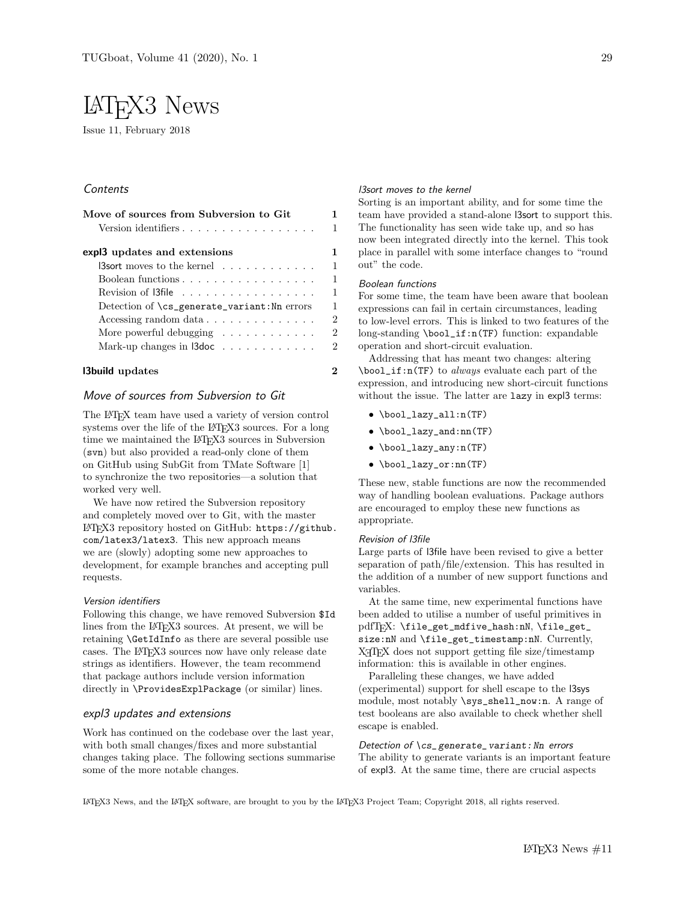# LaTeX3 News

Issue 11, February 2018

## Contents

| | |
|---|---|
| **Move of sources from Subversion to Git** | **1** |
| Version identifiers | 1 |
| **expl3 updates and extensions** | **1** |
| l3sort moves to the kernel | 1 |
| Boolean functions | 1 |
| Revision of l3file | 1 |
| Detection of `\cs_generate_variant:Nn` errors | 1 |
| Accessing random data | 2 |
| More powerful debugging | 2 |
| Mark-up changes in l3doc | 2 |
| **l3build updates** | **2** |

## Move of sources from Subversion to Git

The LaTeX team have used a variety of version control systems over the life of the LaTeX3 sources. For a long time we maintained the LaTeX3 sources in Subversion (`svn`) but also provided a read-only clone of them on GitHub using SubGit from TMate Software [1] to synchronize the two repositories—a solution that worked very well.

We have now retired the Subversion repository and completely moved over to Git, with the master LaTeX3 repository hosted on GitHub: `https://github.com/latex3/latex3`. This new approach means we are (slowly) adopting some new approaches to development, for example branches and accepting pull requests.

### Version identifiers

Following this change, we have removed Subversion `$Id` lines from the LaTeX3 sources. At present, we will be retaining `\GetIdInfo` as there are several possible use cases. The LaTeX3 sources now have only release date strings as identifiers. However, the team recommend that package authors include version information directly in `\ProvidesExplPackage` (or similar) lines.

## expl3 updates and extensions

Work has continued on the codebase over the last year, with both small changes/fixes and more substantial changes taking place. The following sections summarise some of the more notable changes.

### l3sort moves to the kernel

Sorting is an important ability, and for some time the team have provided a stand-alone l3sort to support this. The functionality has seen wide take up, and so has now been integrated directly into the kernel. This took place in parallel with some interface changes to "round out" the code.

### Boolean functions

For some time, the team have been aware that boolean expressions can fail in certain circumstances, leading to low-level errors. This is linked to two features of the long-standing `\bool_if:n(TF)` function: expandable operation and short-circuit evaluation.

Addressing that has meant two changes: altering `\bool_if:n(TF)` to *always* evaluate each part of the expression, and introducing new short-circuit functions without the issue. The latter are `lazy` in expl3 terms:

- `\bool_lazy_all:n(TF)`
- `\bool_lazy_and:nn(TF)`
- `\bool_lazy_any:n(TF)`
- `\bool_lazy_or:nn(TF)`

These new, stable functions are now the recommended way of handling boolean evaluations. Package authors are encouraged to employ these new functions as appropriate.

### Revision of l3file

Large parts of l3file have been revised to give a better separation of path/file/extension. This has resulted in the addition of a number of new support functions and variables.

At the same time, new experimental functions have been added to utilise a number of useful primitives in pdfTeX: `\file_get_mdfive_hash:nN`, `\file_get_size:nN` and `\file_get_timestamp:nN`. Currently, XeTeX does not support getting file size/timestamp information: this is available in other engines.

Paralleling these changes, we have added (experimental) support for shell escape to the l3sys module, most notably `\sys_shell_now:n`. A range of test booleans are also available to check whether shell escape is enabled.

### Detection of `\cs_generate_variant:Nn` errors

The ability to generate variants is an important feature of expl3. At the same time, there are crucial aspects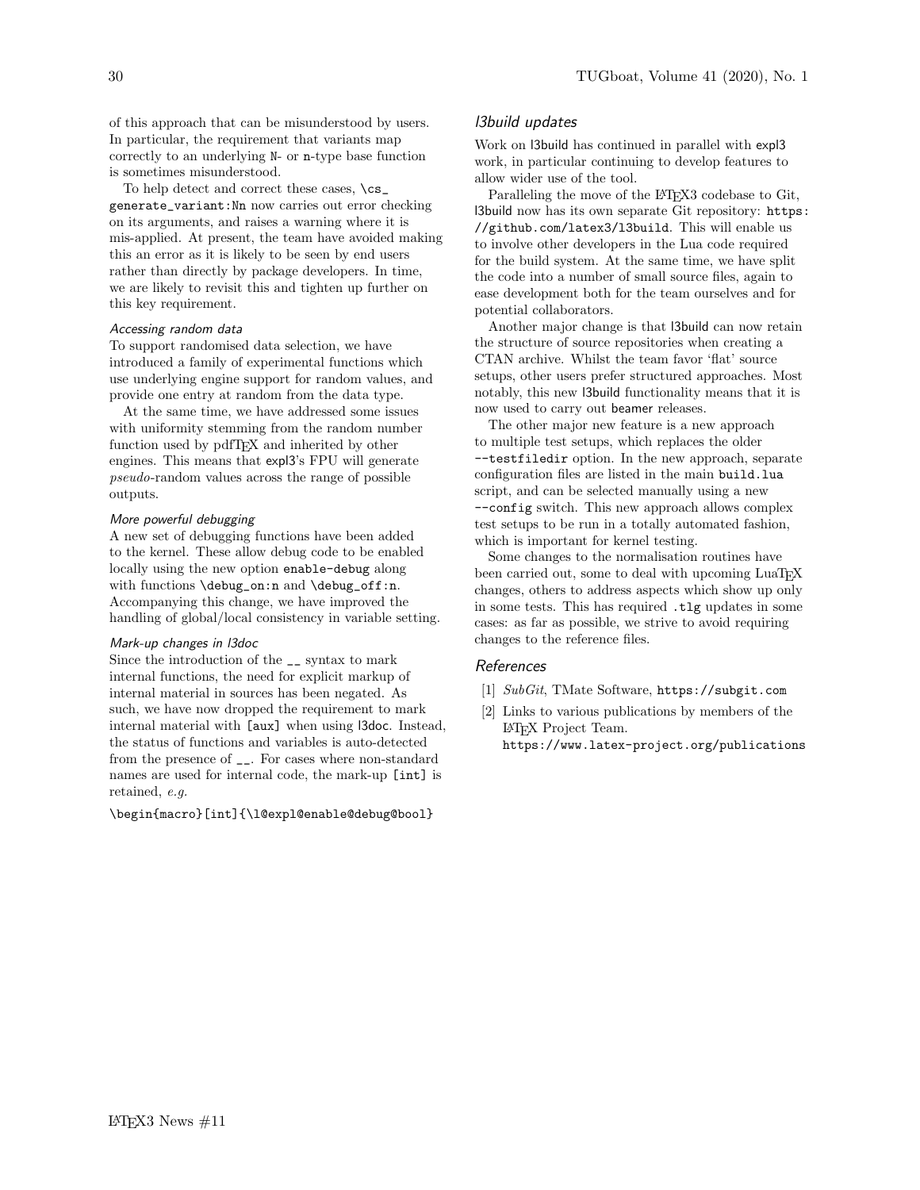of this approach that can be misunderstood by users. In particular, the requirement that variants map correctly to an underlying N- or n-type base function is sometimes misunderstood.

To help detect and correct these cases, `\cs_generate_variant:Nn` now carries out error checking on its arguments, and raises a warning where it is mis-applied. At present, the team have avoided making this an error as it is likely to be seen by end users rather than directly by package developers. In time, we are likely to revisit this and tighten up further on this key requirement.

### Accessing random data

To support randomised data selection, we have introduced a family of experimental functions which use underlying engine support for random values, and provide one entry at random from the data type.

At the same time, we have addressed some issues with uniformity stemming from the random number function used by pdfTEX and inherited by other engines. This means that expl3's FPU will generate *pseudo*-random values across the range of possible outputs.

### More powerful debugging

A new set of debugging functions have been added to the kernel. These allow debug code to be enabled locally using the new option `enable-debug` along with functions `\debug_on:n` and `\debug_off:n`. Accompanying this change, we have improved the handling of global/local consistency in variable setting.

### Mark-up changes in l3doc

Since the introduction of the `__` syntax to mark internal functions, the need for explicit markup of internal material in sources has been negated. As such, we have now dropped the requirement to mark internal material with `[aux]` when using l3doc. Instead, the status of functions and variables is auto-detected from the presence of `__`. For cases where non-standard names are used for internal code, the mark-up `[int]` is retained, *e.g.*

```
\begin{macro}[int]{\l@expl@enable@debug@bool}
```

## l3build updates

Work on l3build has continued in parallel with expl3 work, in particular continuing to develop features to allow wider use of the tool.

Paralleling the move of the LATEX3 codebase to Git, l3build now has its own separate Git repository: `https://github.com/latex3/l3build`. This will enable us to involve other developers in the Lua code required for the build system. At the same time, we have split the code into a number of small source files, again to ease development both for the team ourselves and for potential collaborators.

Another major change is that l3build can now retain the structure of source repositories when creating a CTAN archive. Whilst the team favor 'flat' source setups, other users prefer structured approaches. Most notably, this new l3build functionality means that it is now used to carry out beamer releases.

The other major new feature is a new approach to multiple test setups, which replaces the older `--testfiledir` option. In the new approach, separate configuration files are listed in the main `build.lua` script, and can be selected manually using a new `--config` switch. This new approach allows complex test setups to be run in a totally automated fashion, which is important for kernel testing.

Some changes to the normalisation routines have been carried out, some to deal with upcoming LuaTEX changes, others to address aspects which show up only in some tests. This has required `.tlg` updates in some cases: as far as possible, we strive to avoid requiring changes to the reference files.

## References

[1] *SubGit*, TMate Software, `https://subgit.com`

[2] Links to various publications by members of the LATEX Project Team. `https://www.latex-project.org/publications`